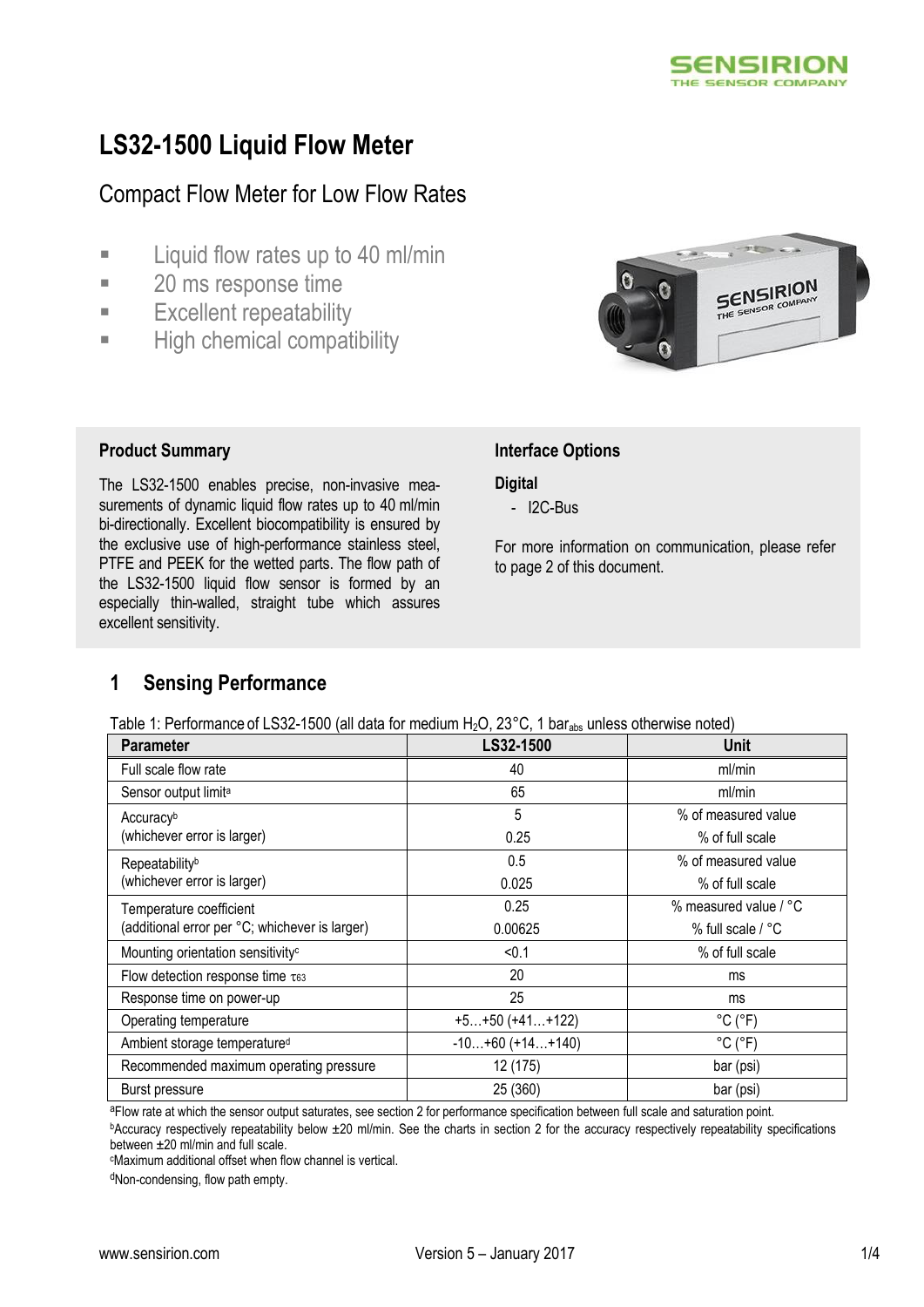# LS32-1500 Liquid Flow Meter

## Compact Flow Meter for Low Flow Rates

- Liquid flow rates up to 40 ml/min
- 20 ms response time
- Excellent repeatability
- High chemical compatibility

### Product Summary

The LS32-1500 enables precise, non-invasive measurements of dynamic liquid flow rates up to 40 ml/min bi-directionally. Excellent biocompatibility is ensured by the exclusive use of high-performance stainless steel, PTFE and PEEK for the wetted parts. The flow path of the LS32-1500 liquid flow sensor is formed by an especially thin-walled, straight tube which assures excellent sensitivity.

### Interface Options

**Digital**

- I2C-Bus

For more information on communication, please refer to page 2 of this document.

## 1 Sensing Performance

Table 1: Performance of LS32-1500 (all data for medium $H_2O$, 23°C, 1 $bar_{abs}$ unless otherwise noted)

| Parameter | LS32-1500 | Unit |
|---|---|---|
| Full scale flow rate | 40 | ml/min |
| Sensor output limit[a] | 65 | ml/min |
| Accuracy[b] (whichever error is larger) | 5<br>0.25 | % of measured value<br>% of full scale |
| Repeatability[b] (whichever error is larger) | 0.5<br>0.025 | % of measured value<br>% of full scale |
| Temperature coefficient (additional error per °C; whichever is larger) | 0.25<br>0.00625 | % measured value / °C<br>% full scale / °C |
| Mounting orientation sensitivity[c] | <0.1 | % of full scale |
| Flow detection response time $\tau_{63}$ | 20 | ms |
| Response time on power-up | 25 | ms |
| Operating temperature | +5…+50 (+41…+122) | °C (°F) |
| Ambient storage temperature[d] | -10…+60 (+14…+140) | °C (°F) |
| Recommended maximum operating pressure | 12 (175) | bar (psi) |
| Burst pressure | 25 (360) | bar (psi) |

[a]Flow rate at which the sensor output saturates, see section 2 for performance specification between full scale and saturation point.

[b]Accuracy respectively repeatability below ±20 ml/min. See the charts in section 2 for the accuracy respectively repeatability specifications between ±20 ml/min and full scale.

[c]Maximum additional offset when flow channel is vertical.

[d]Non-condensing, flow path empty.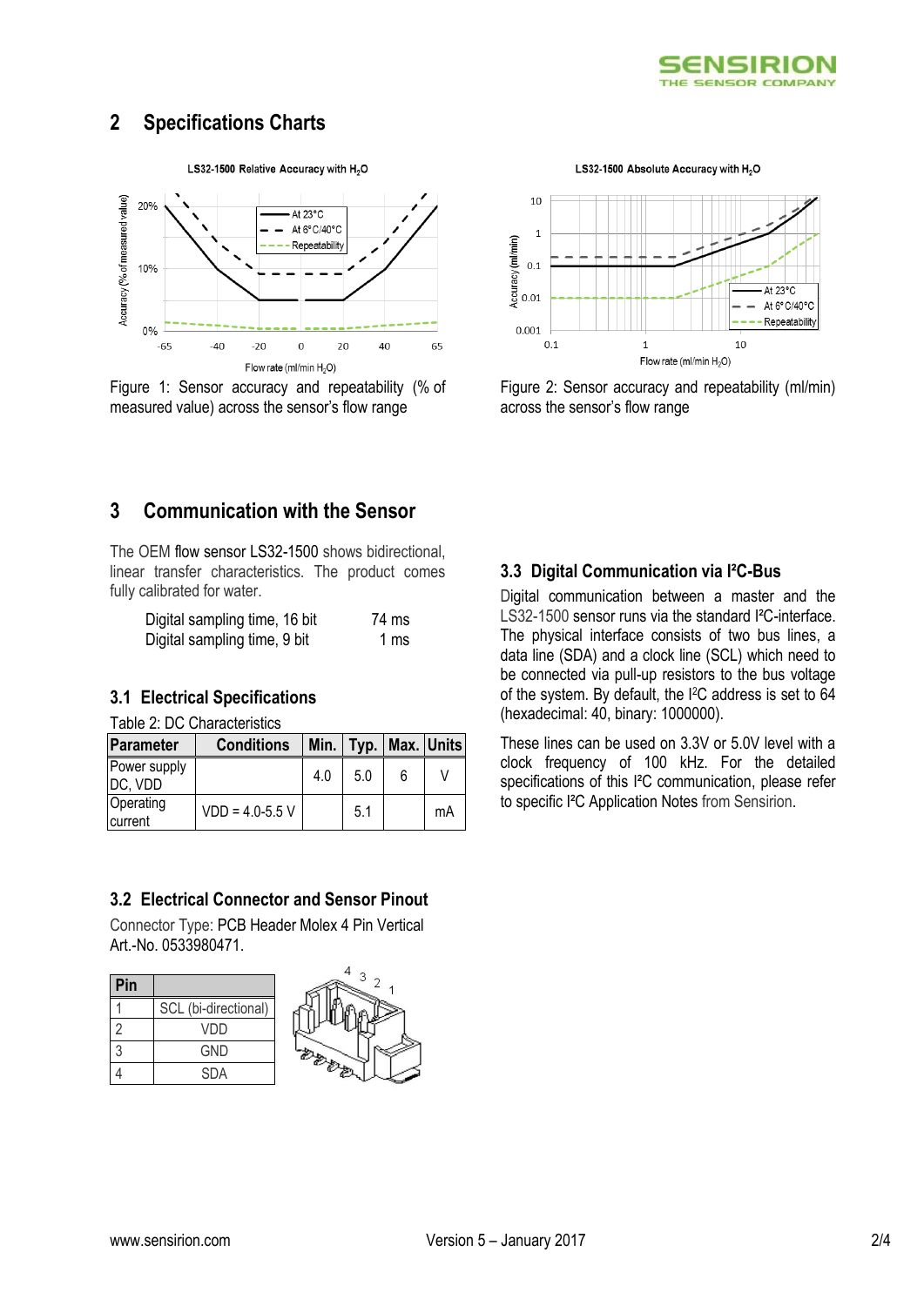## 2 Specifications Charts

Figure 1: Sensor accuracy and repeatability (% of measured value) across the sensor's flow range

Figure 2: Sensor accuracy and repeatability (ml/min) across the sensor's flow range

## 3 Communication with the Sensor

The OEM flow sensor LS32-1500 shows bidirectional, linear transfer characteristics. The product comes fully calibrated for water.

| | |
|---|---|
| Digital sampling time, 16 bit | 74 ms |
| Digital sampling time, 9 bit | 1 ms |

### 3.1 Electrical Specifications

Table 2: DC Characteristics

| Parameter | Conditions | Min. | Typ. | Max. | Units |
|---|---|---|---|---|---|
| Power supply DC, VDD | | 4.0 | 5.0 | 6 | V |
| Operating current | VDD = 4.0-5.5 V | | 5.1 | | mA |

### 3.2 Electrical Connector and Sensor Pinout

Connector Type: PCB Header Molex 4 Pin Vertical Art.-No. 0533980471.

| Pin | |
|---|---|
| 1 | SCL (bi-directional) |
| 2 | VDD |
| 3 | GND |
| 4 | SDA |

### 3.3 Digital Communication via I²C-Bus

Digital communication between a master and the LS32-1500 sensor runs via the standard I²C-interface. The physical interface consists of two bus lines, a data line (SDA) and a clock line (SCL) which need to be connected via pull-up resistors to the bus voltage of the system. By default, the I²C address is set to 64 (hexadecimal: 40, binary: 1000000).

These lines can be used on 3.3V or 5.0V level with a clock frequency of 100 kHz. For the detailed specifications of this I²C communication, please refer to specific I²C Application Notes from Sensirion.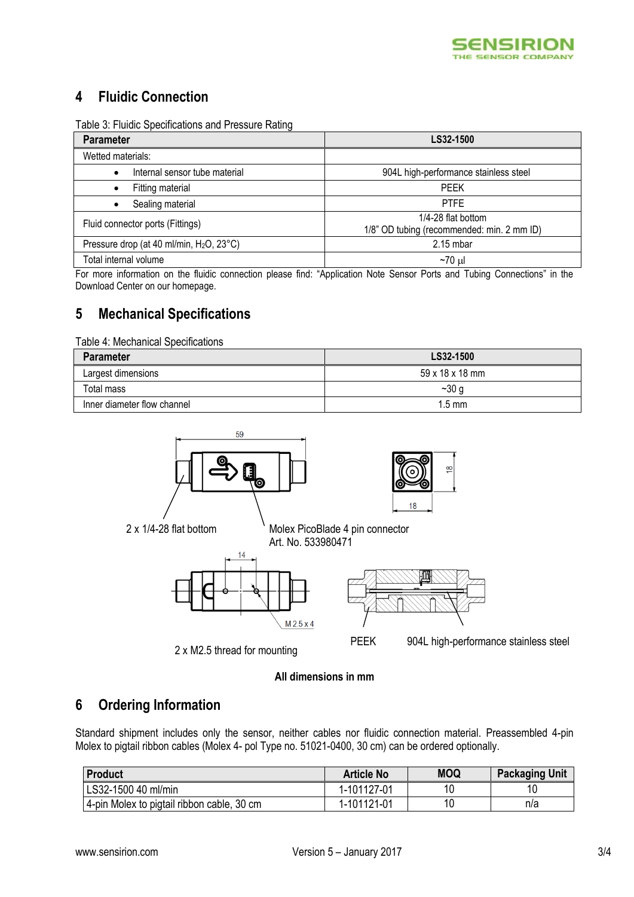## 4 Fluidic Connection

Table 3: Fluidic Specifications and Pressure Rating

| Parameter | LS32-1500 |
|---|---|
| Wetted materials: | |
| • Internal sensor tube material | 904L high-performance stainless steel |
| • Fitting material | PEEK |
| • Sealing material | PTFE |
| Fluid connector ports (Fittings) | 1/4-28 flat bottom<br>1/8" OD tubing (recommended: min. 2 mm ID) |
| Pressure drop (at 40 ml/min, $H_2O$, 23°C) | 2.15 mbar |
| Total internal volume | ~70 µl |

For more information on the fluidic connection please find: "Application Note Sensor Ports and Tubing Connections" in the Download Center on our homepage.

## 5 Mechanical Specifications

Table 4: Mechanical Specifications

| Parameter | LS32-1500 |
|---|---|
| Largest dimensions | 59 x 18 x 18 mm |
| Total mass | ~30 g |
| Inner diameter flow channel | 1.5 mm |

59

18

18

2 x 1/4-28 flat bottom

Molex PicoBlade 4 pin connector
Art. No. 533980471

14

M 2.5 x 4

2 x M2.5 thread for mounting

PEEK

904L high-performance stainless steel

**All dimensions in mm**

## 6 Ordering Information

Standard shipment includes only the sensor, neither cables nor fluidic connection material. Preassembled 4-pin Molex to pigtail ribbon cables (Molex 4- pol Type no. 51021-0400, 30 cm) can be ordered optionally.

| Product | Article No | MOQ | Packaging Unit |
|---|---|---|---|
| LS32-1500 40 ml/min | 1-101127-01 | 10 | 10 |
| 4-pin Molex to pigtail ribbon cable, 30 cm | 1-101121-01 | 10 | n/a |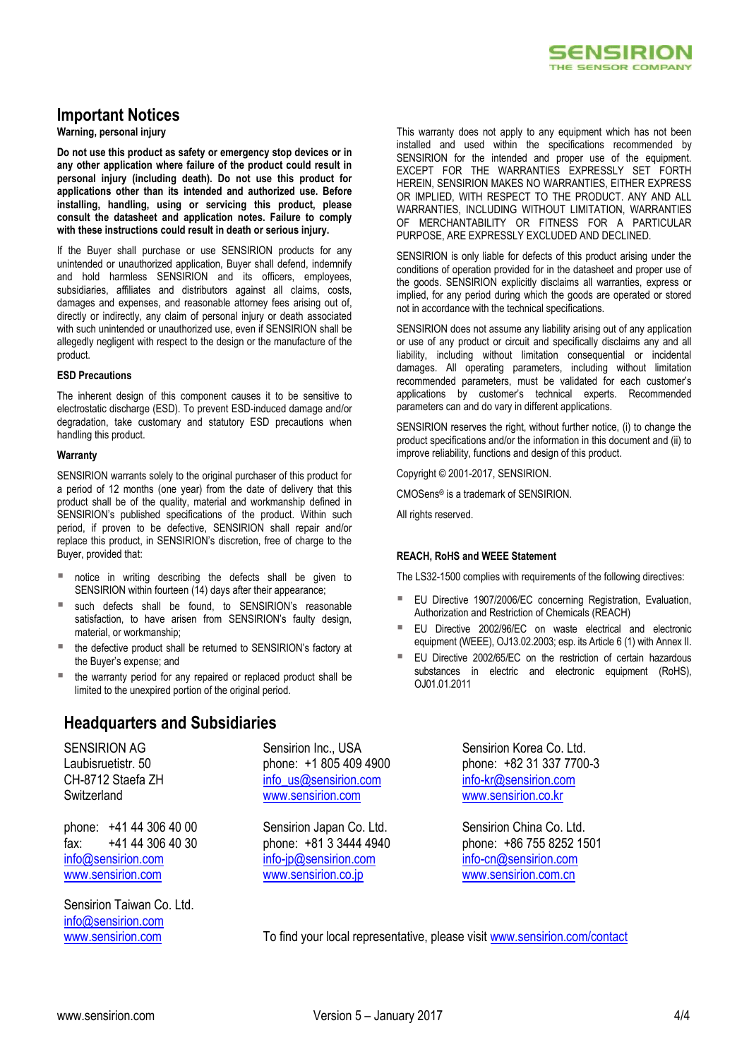## Important Notices

**Warning, personal injury**

**Do not use this product as safety or emergency stop devices or in any other application where failure of the product could result in personal injury (including death). Do not use this product for applications other than its intended and authorized use. Before installing, handling, using or servicing this product, please consult the datasheet and application notes. Failure to comply with these instructions could result in death or serious injury.**

If the Buyer shall purchase or use SENSIRION products for any unintended or unauthorized application, Buyer shall defend, indemnify and hold harmless SENSIRION and its officers, employees, subsidiaries, affiliates and distributors against all claims, costs, damages and expenses, and reasonable attorney fees arising out of, directly or indirectly, any claim of personal injury or death associated with such unintended or unauthorized use, even if SENSIRION shall be allegedly negligent with respect to the design or the manufacture of the product.

**ESD Precautions**

The inherent design of this component causes it to be sensitive to electrostatic discharge (ESD). To prevent ESD-induced damage and/or degradation, take customary and statutory ESD precautions when handling this product.

**Warranty**

SENSIRION warrants solely to the original purchaser of this product for a period of 12 months (one year) from the date of delivery that this product shall be of the quality, material and workmanship defined in SENSIRION's published specifications of the product. Within such period, if proven to be defective, SENSIRION shall repair and/or replace this product, in SENSIRION's discretion, free of charge to the Buyer, provided that:

- notice in writing describing the defects shall be given to SENSIRION within fourteen (14) days after their appearance;
- such defects shall be found, to SENSIRION's reasonable satisfaction, to have arisen from SENSIRION's faulty design, material, or workmanship;
- the defective product shall be returned to SENSIRION's factory at the Buyer's expense; and
- the warranty period for any repaired or replaced product shall be limited to the unexpired portion of the original period.

This warranty does not apply to any equipment which has not been installed and used within the specifications recommended by SENSIRION for the intended and proper use of the equipment. EXCEPT FOR THE WARRANTIES EXPRESSLY SET FORTH HEREIN, SENSIRION MAKES NO WARRANTIES, EITHER EXPRESS OR IMPLIED, WITH RESPECT TO THE PRODUCT. ANY AND ALL WARRANTIES, INCLUDING WITHOUT LIMITATION, WARRANTIES OF MERCHANTABILITY OR FITNESS FOR A PARTICULAR PURPOSE, ARE EXPRESSLY EXCLUDED AND DECLINED.

SENSIRION is only liable for defects of this product arising under the conditions of operation provided for in the datasheet and proper use of the goods. SENSIRION explicitly disclaims all warranties, express or implied, for any period during which the goods are operated or stored not in accordance with the technical specifications.

SENSIRION does not assume any liability arising out of any application or use of any product or circuit and specifically disclaims any and all liability, including without limitation consequential or incidental damages. All operating parameters, including without limitation recommended parameters, must be validated for each customer's applications by customer's technical experts. Recommended parameters can and do vary in different applications.

SENSIRION reserves the right, without further notice, (i) to change the product specifications and/or the information in this document and (ii) to improve reliability, functions and design of this product.

Copyright © 2001-2017, SENSIRION.

CMOSens® is a trademark of SENSIRION.

All rights reserved.

**REACH, RoHS and WEEE Statement**

The LS32-1500 complies with requirements of the following directives:

- EU Directive 1907/2006/EC concerning Registration, Evaluation, Authorization and Restriction of Chemicals (REACH)
- EU Directive 2002/96/EC on waste electrical and electronic equipment (WEEE), OJ13.02.2003; esp. its Article 6 (1) with Annex II.
- EU Directive 2002/65/EC on the restriction of certain hazardous substances in electric and electronic equipment (RoHS), OJ01.01.2011

## Headquarters and Subsidiaries

SENSIRION AG
Laubisruetistr. 50
CH-8712 Staefa ZH
Switzerland

phone: +41 44 306 40 00
fax: +41 44 306 40 30
info@sensirion.com
www.sensirion.com

Sensirion Taiwan Co. Ltd.
info@sensirion.com
www.sensirion.com

Sensirion Inc., USA
phone: +1 805 409 4900
info_us@sensirion.com
www.sensirion.com

Sensirion Japan Co. Ltd.
phone: +81 3 3444 4940
info-jp@sensirion.com
www.sensirion.co.jp

Sensirion Korea Co. Ltd.
phone: +82 31 337 7700-3
info-kr@sensirion.com
www.sensirion.co.kr

Sensirion China Co. Ltd.
phone: +86 755 8252 1501
info-cn@sensirion.com
www.sensirion.com.cn

To find your local representative, please visit www.sensirion.com/contact